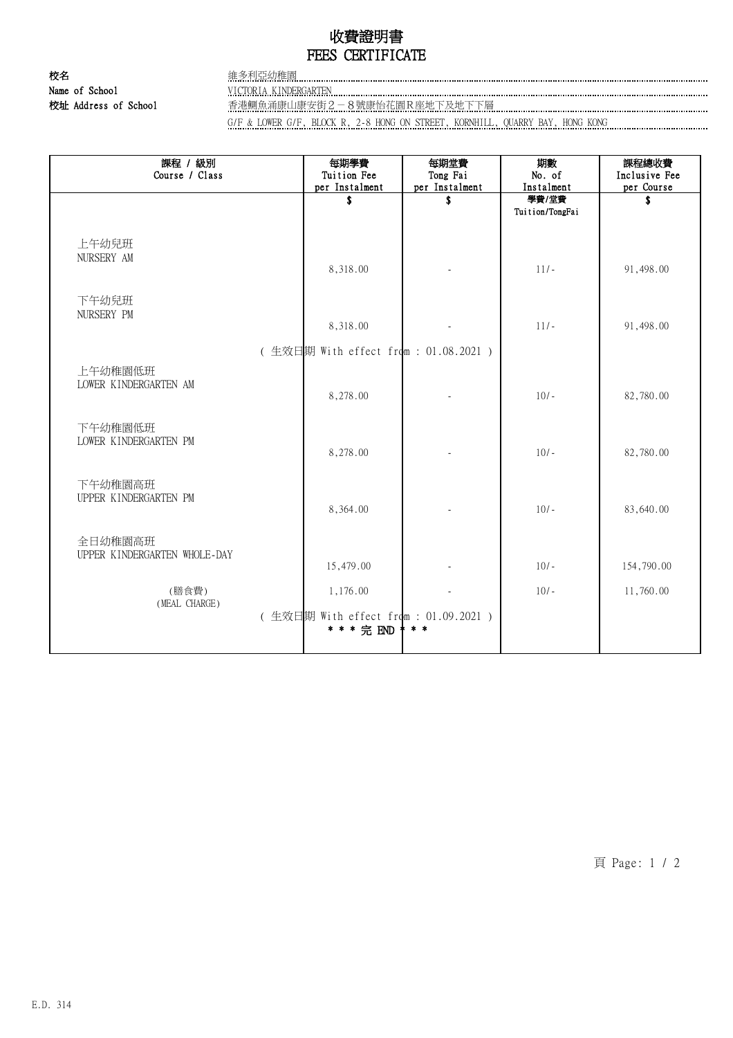# 收費證明書
# FEES CERTIFICATE

**校名** 維多利亞幼稚園
**Name of School** VICTORIA KINDERGARTEN
**校址 Address of School** 香港鰂魚涌康山康安街２－８號康怡花園Ｒ座地下及地下下層
G/F & LOWER G/F, BLOCK R, 2-8 HONG ON STREET, KORNHILL, QUARRY BAY, HONG KONG

| 課程 / 級別<br>Course / Class | 每期學費<br>Tuition Fee<br>per Instalment<br>$ | 每期堂費<br>Tong Fai<br>per Instalment<br>$ | 期數<br>No. of<br>Instalment<br>學費/堂費<br>Tuition/TongFai | 課程總收費<br>Inclusive Fee<br>per Course<br>$ |
|---|---|---|---|---|
| 上午幼兒班<br>NURSERY AM | 8,318.00 | - | 11/- | 91,498.00 |
| 下午幼兒班<br>NURSERY PM | 8,318.00 | - | 11/- | 91,498.00 |
| ( 生效日期 With effect from : 01.08.2021 ) | | | | |
| 上午幼稚園低班<br>LOWER KINDERGARTEN AM | 8,278.00 | - | 10/- | 82,780.00 |
| 下午幼稚園低班<br>LOWER KINDERGARTEN PM | 8,278.00 | - | 10/- | 82,780.00 |
| 下午幼稚園高班<br>UPPER KINDERGARTEN PM | 8,364.00 | - | 10/- | 83,640.00 |
| 全日幼稚園高班<br>UPPER KINDERGARTEN WHOLE-DAY | 15,479.00 | - | 10/- | 154,790.00 |
| (膳食費)<br>(MEAL CHARGE) | 1,176.00 | - | 10/- | 11,760.00 |
| ( 生效日期 With effect from : 01.09.2021 ) | | | | |
| * * * 完 END * * * | | | | |

E.D. 314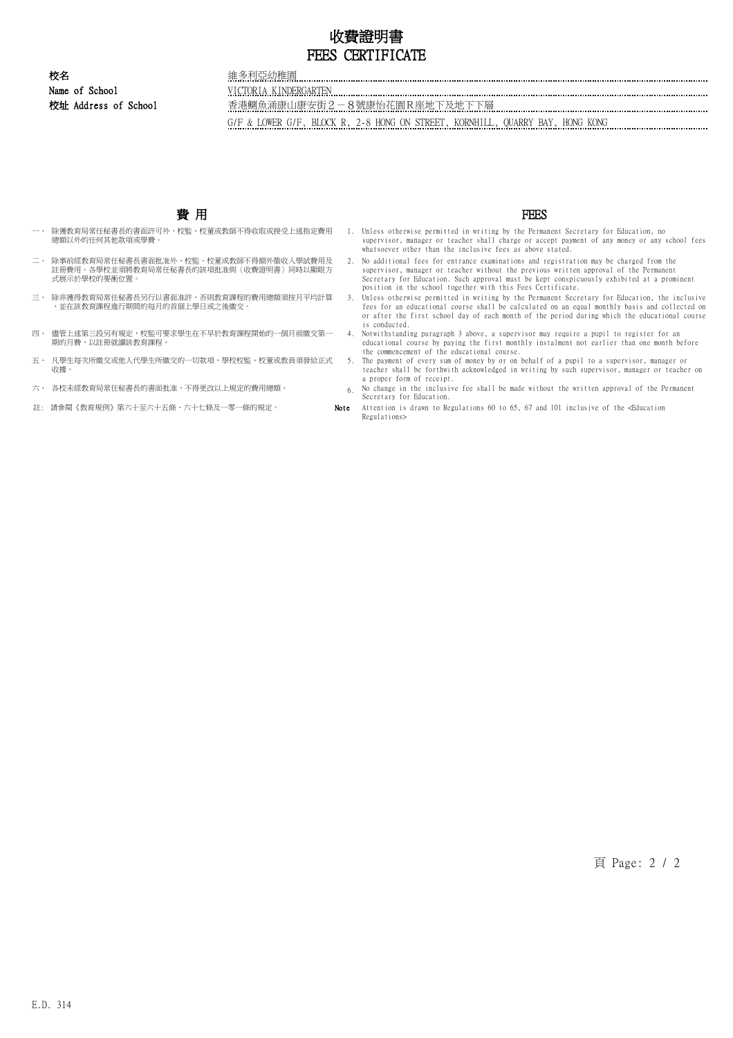# 收費證明書
# FEES CERTIFICATE

| | |
|---|---|
| **校名** | 維多利亞幼稚園 |
| **Name of School** | VICTORIA KINDERGARTEN |
| **校址 Address of School** | 香港鰂魚涌康山康安街２－８號康怡花園Ｒ座地下及地下下層 |
| | G/F & LOWER G/F, BLOCK R, 2-8 HONG ON STREET, KORNHILL, QUARRY BAY, HONG KONG |

## 費 用

一、 除獲教育局常任秘書長的書面許可外，校監、校董或教師不得收取或接受上述指定費用總額以外的任何其他款項或學費。

二、 除事前經教育局常任秘書長書面批准外，校監、校董或教師不得額外徵收入學試費用及註冊費用。各學校並須將教育局常任秘書長的該項批准與〈收費證明書〉同時以顯眼方式展示於學校的要衝位置。

三、 除非獲得教育局常任秘書長另行以書面准許，否則教育課程的費用總額須按月平均計算，並在該教育課程進行期間的每月的首個上學日或之後繳交。

四、 儘管上述第三段另有規定，校監可要求學生在不早於教育課程開始的一個月前繳交第一期的月費，以註冊就讀該教育課程。

五、 凡學生每次所繳交或他人代學生所繳交的一切款項，學校校監、校董或教員須發給正式收據。

六、 各校未經教育局常任秘書長的書面批准，不得更改以上規定的費用總額。

註: 請參閱《教育規例》第六十至六十五條、六十七條及一零一條的規定。

## FEES

1. Unless otherwise permitted in writing by the Permanent Secretary for Education, no supervisor, manager or teacher shall charge or accept payment of any money or any school fees whatsoever other than the inclusive fees as above stated.
2. No additional fees for entrance examinations and registration may be charged from the supervisor, manager or teacher without the previous written approval of the Permanent Secretary for Education. Such approval must be kept conspicuously exhibited at a prominent position in the school together with this Fees Certificate.
3. Unless otherwise permitted in writing by the Permanent Secretary for Education, the inclusive fees for an educational course shall be calculated on an equal monthly basis and collected on or after the first school day of each month of the period during which the educational course is conducted.
4. Notwithstanding paragraph 3 above, a supervisor may require a pupil to register for an educational course by paying the first monthly instalment not earlier than one month before the commencement of the educational course.
5. The payment of every sum of money by or on behalf of a pupil to a supervisor, manager or teacher shall be forthwith acknowledged in writing by such supervisor, manager or teacher on a proper form of receipt.
6. No change in the inclusive fee shall be made without the written approval of the Permanent Secretary for Education.

**Note** Attention is drawn to Regulations 60 to 65, 67 and 101 inclusive of the <Education Regulations>

E.D. 314